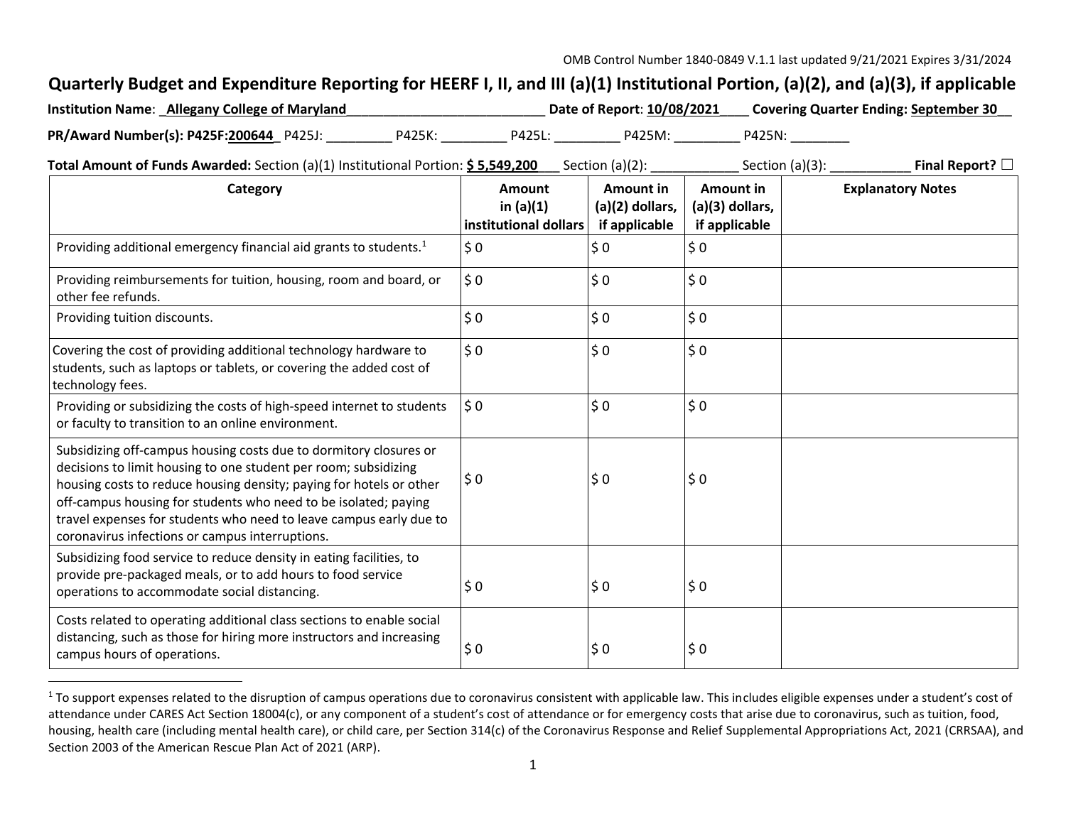OMB Control Number 1840-0849 V.1.1 last updated 9/21/2021 Expires 3/31/2024

## Quarterly Budget and Expenditure Reporting for HEERF I, II, and III (a)(1) Institutional Portion, (a)(2), and (a)(3), if applicable

**Institution Name**: _**Allegany College of Maryland**___________________________ **Date of Report**: **10/08/2021**____ **Covering Quarter Ending: September 30**__

**PR/Award Number(s): P425F:200644**_ P425J: _________ P425K: _________ P425L: _________ P425M: _________ P425N: ________

**Total Amount of Funds Awarded:** Section (a)(1) Institutional Portion: **$ 5,549,200**___ Section (a)(2): ____________ Section (a)(3): ___________ **Final Report?** ☐

| Category | Amount in (a)(1) institutional dollars | Amount in (a)(2) dollars, if applicable | Amount in (a)(3) dollars, if applicable | Explanatory Notes |
|---|---|---|---|---|
| Providing additional emergency financial aid grants to students.[1] | $ 0 | $ 0 | $ 0 | |
| Providing reimbursements for tuition, housing, room and board, or other fee refunds. | $ 0 | $ 0 | $ 0 | |
| Providing tuition discounts. | $ 0 | $ 0 | $ 0 | |
| Covering the cost of providing additional technology hardware to students, such as laptops or tablets, or covering the added cost of technology fees. | $ 0 | $ 0 | $ 0 | |
| Providing or subsidizing the costs of high-speed internet to students or faculty to transition to an online environment. | $ 0 | $ 0 | $ 0 | |
| Subsidizing off-campus housing costs due to dormitory closures or decisions to limit housing to one student per room; subsidizing housing costs to reduce housing density; paying for hotels or other off-campus housing for students who need to be isolated; paying travel expenses for students who need to leave campus early due to coronavirus infections or campus interruptions. | $ 0 | $ 0 | $ 0 | |
| Subsidizing food service to reduce density in eating facilities, to provide pre-packaged meals, or to add hours to food service operations to accommodate social distancing. | $ 0 | $ 0 | $ 0 | |
| Costs related to operating additional class sections to enable social distancing, such as those for hiring more instructors and increasing campus hours of operations. | $ 0 | $ 0 | $ 0 | |

[1] To support expenses related to the disruption of campus operations due to coronavirus consistent with applicable law. This includes eligible expenses under a student's cost of attendance under CARES Act Section 18004(c), or any component of a student's cost of attendance or for emergency costs that arise due to coronavirus, such as tuition, food, housing, health care (including mental health care), or child care, per Section 314(c) of the Coronavirus Response and Relief Supplemental Appropriations Act, 2021 (CRRSAA), and Section 2003 of the American Rescue Plan Act of 2021 (ARP).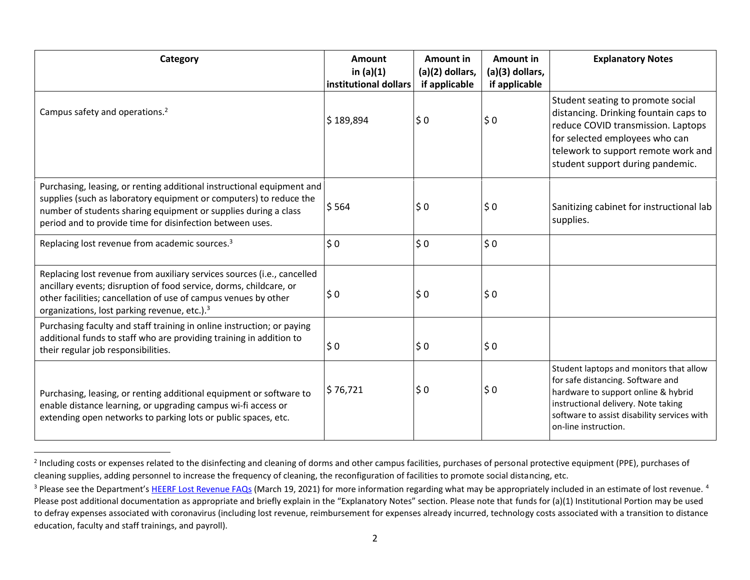| Category | Amount in (a)(1) institutional dollars | Amount in (a)(2) dollars, if applicable | Amount in (a)(3) dollars, if applicable | Explanatory Notes |
|---|---|---|---|---|
| Campus safety and operations.[2] | $ 189,894 | $ 0 | $ 0 | Student seating to promote social distancing. Drinking fountain caps to reduce COVID transmission. Laptops for selected employees who can telework to support remote work and student support during pandemic. |
| Purchasing, leasing, or renting additional instructional equipment and supplies (such as laboratory equipment or computers) to reduce the number of students sharing equipment or supplies during a class period and to provide time for disinfection between uses. | $ 564 | $ 0 | $ 0 | Sanitizing cabinet for instructional lab supplies. |
| Replacing lost revenue from academic sources.[3] | $ 0 | $ 0 | $ 0 | |
| Replacing lost revenue from auxiliary services sources (i.e., cancelled ancillary events; disruption of food service, dorms, childcare, or other facilities; cancellation of use of campus venues by other organizations, lost parking revenue, etc.).[3] | $ 0 | $ 0 | $ 0 | |
| Purchasing faculty and staff training in online instruction; or paying additional funds to staff who are providing training in addition to their regular job responsibilities. | $ 0 | $ 0 | $ 0 | |
| Purchasing, leasing, or renting additional equipment or software to enable distance learning, or upgrading campus wi-fi access or extending open networks to parking lots or public spaces, etc. | $ 76,721 | $ 0 | $ 0 | Student laptops and monitors that allow for safe distancing. Software and hardware to support online & hybrid instructional delivery. Note taking software to assist disability services with on-line instruction. |

[2] Including costs or expenses related to the disinfecting and cleaning of dorms and other campus facilities, purchases of personal protective equipment (PPE), purchases of cleaning supplies, adding personnel to increase the frequency of cleaning, the reconfiguration of facilities to promote social distancing, etc.

[3] Please see the Department's HEERF Lost Revenue FAQs (March 19, 2021) for more information regarding what may be appropriately included in an estimate of lost revenue. [4] Please post additional documentation as appropriate and briefly explain in the "Explanatory Notes" section. Please note that funds for (a)(1) Institutional Portion may be used to defray expenses associated with coronavirus (including lost revenue, reimbursement for expenses already incurred, technology costs associated with a transition to distance education, faculty and staff trainings, and payroll).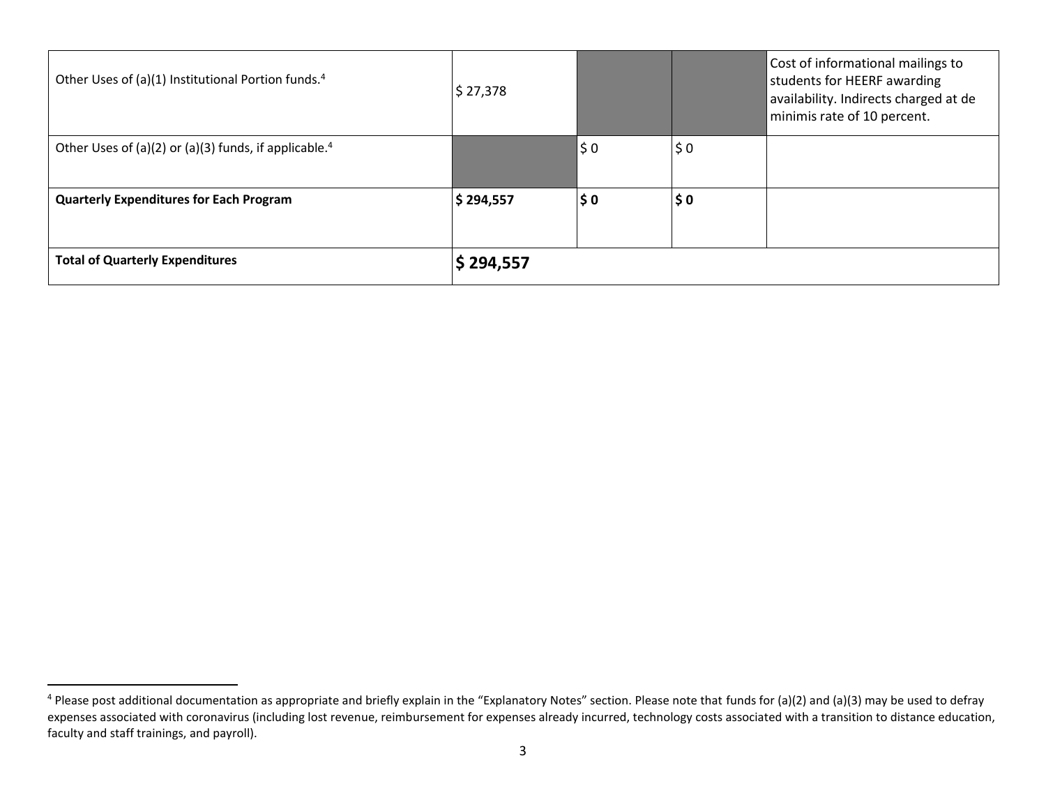| | | | | |
|---|---|---|---|---|
| Other Uses of (a)(1) Institutional Portion funds.[4] | $ 27,378 | | | Cost of informational mailings to students for HEERF awarding availability. Indirects charged at de minimis rate of 10 percent. |
| Other Uses of (a)(2) or (a)(3) funds, if applicable.[4] | | $ 0 | $ 0 | |
| **Quarterly Expenditures for Each Program** | **$ 294,557** | **$ 0** | **$ 0** | |
| **Total of Quarterly Expenditures** | **$ 294,557** | | | |

[4] Please post additional documentation as appropriate and briefly explain in the "Explanatory Notes" section. Please note that funds for (a)(2) and (a)(3) may be used to defray expenses associated with coronavirus (including lost revenue, reimbursement for expenses already incurred, technology costs associated with a transition to distance education, faculty and staff trainings, and payroll).